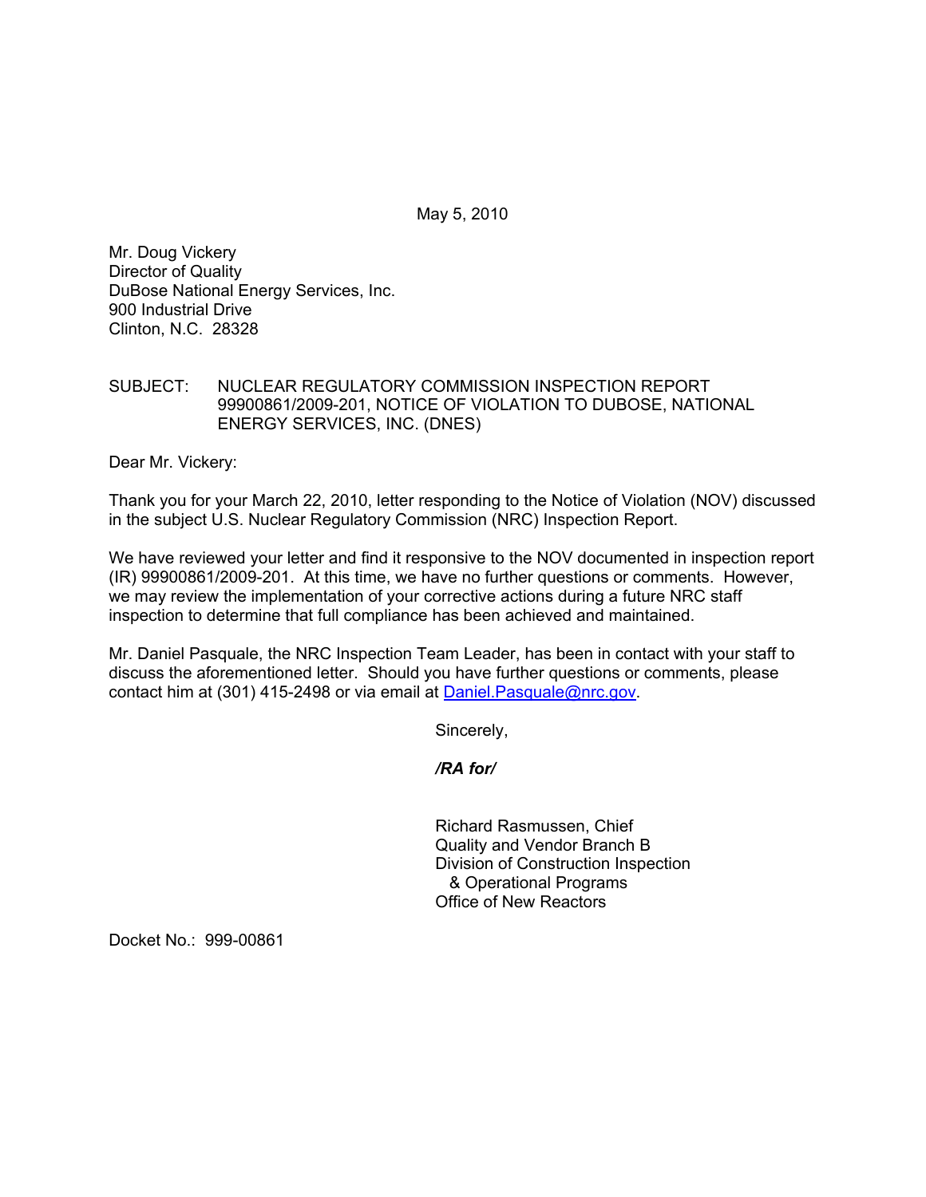May 5, 2010

Mr. Doug Vickery
Director of Quality
DuBose National Energy Services, Inc.
900 Industrial Drive
Clinton, N.C. 28328

SUBJECT: NUCLEAR REGULATORY COMMISSION INSPECTION REPORT 99900861/2009-201, NOTICE OF VIOLATION TO DUBOSE, NATIONAL ENERGY SERVICES, INC. (DNES)

Dear Mr. Vickery:

Thank you for your March 22, 2010, letter responding to the Notice of Violation (NOV) discussed in the subject U.S. Nuclear Regulatory Commission (NRC) Inspection Report.

We have reviewed your letter and find it responsive to the NOV documented in inspection report (IR) 99900861/2009-201. At this time, we have no further questions or comments. However, we may review the implementation of your corrective actions during a future NRC staff inspection to determine that full compliance has been achieved and maintained.

Mr. Daniel Pasquale, the NRC Inspection Team Leader, has been in contact with your staff to discuss the aforementioned letter. Should you have further questions or comments, please contact him at (301) 415-2498 or via email at Daniel.Pasquale@nrc.gov.

Sincerely,

***/RA for/***

Richard Rasmussen, Chief
Quality and Vendor Branch B
Division of Construction Inspection
& Operational Programs
Office of New Reactors

Docket No.: 999-00861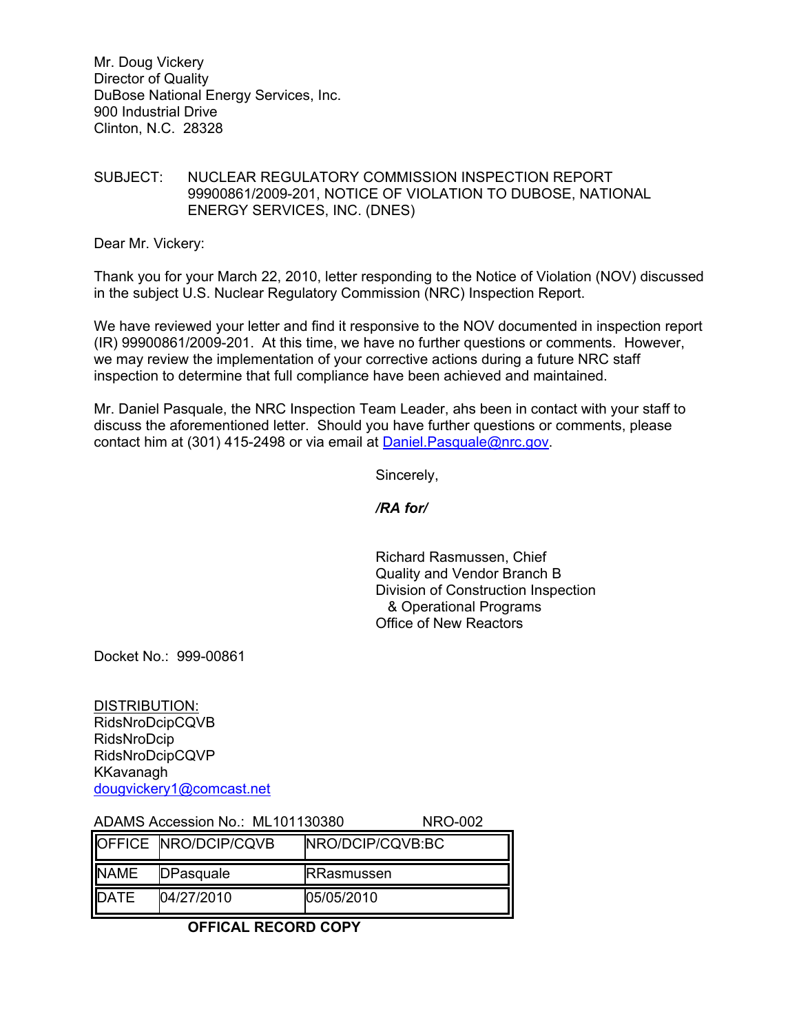Mr. Doug Vickery
Director of Quality
DuBose National Energy Services, Inc.
900 Industrial Drive
Clinton, N.C. 28328

SUBJECT: NUCLEAR REGULATORY COMMISSION INSPECTION REPORT 99900861/2009-201, NOTICE OF VIOLATION TO DUBOSE, NATIONAL ENERGY SERVICES, INC. (DNES)

Dear Mr. Vickery:

Thank you for your March 22, 2010, letter responding to the Notice of Violation (NOV) discussed in the subject U.S. Nuclear Regulatory Commission (NRC) Inspection Report.

We have reviewed your letter and find it responsive to the NOV documented in inspection report (IR) 99900861/2009-201. At this time, we have no further questions or comments. However, we may review the implementation of your corrective actions during a future NRC staff inspection to determine that full compliance have been achieved and maintained.

Mr. Daniel Pasquale, the NRC Inspection Team Leader, ahs been in contact with your staff to discuss the aforementioned letter. Should you have further questions or comments, please contact him at (301) 415-2498 or via email at Daniel.Pasquale@nrc.gov.

Sincerely,

***/RA for/***

Richard Rasmussen, Chief
Quality and Vendor Branch B
Division of Construction Inspection
& Operational Programs
Office of New Reactors

Docket No.: 999-00861

DISTRIBUTION:
RidsNroDcipCQVB
RidsNroDcip
RidsNroDcipCQVP
KKavanagh
dougvickery1@comcast.net

ADAMS Accession No.: ML101130380 NRO-002

| | | |
|---|---|---|
| OFFICE | NRO/DCIP/CQVB | NRO/DCIP/CQVB:BC |
| NAME | DPasquale | RRasmussen |
| DATE | 04/27/2010 | 05/05/2010 |

**OFFICAL RECORD COPY**